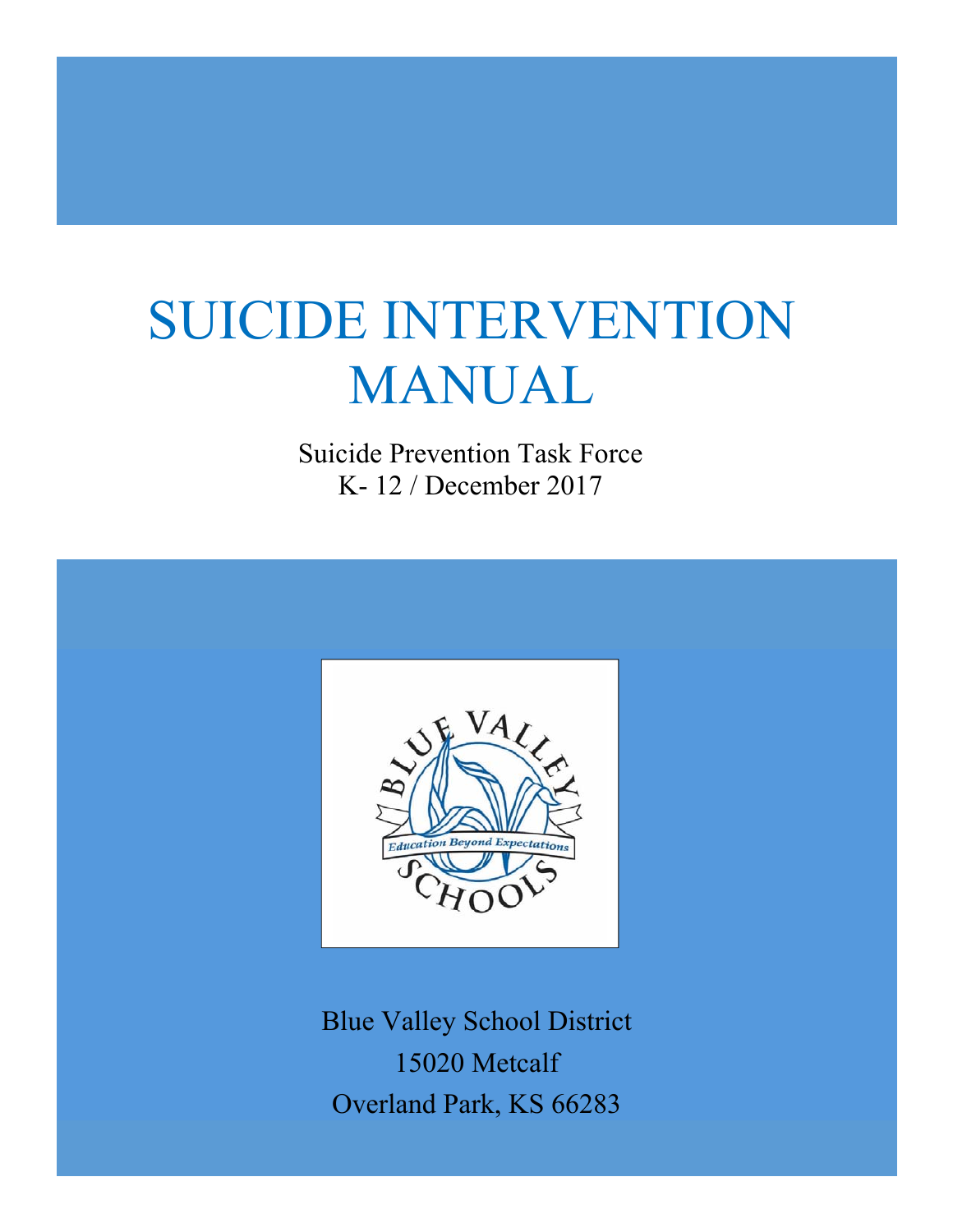# SUICIDE INTERVENTION MANUAL

Suicide Prevention Task Force
K- 12 / December 2017

Blue Valley School District
15020 Metcalf
Overland Park, KS 66283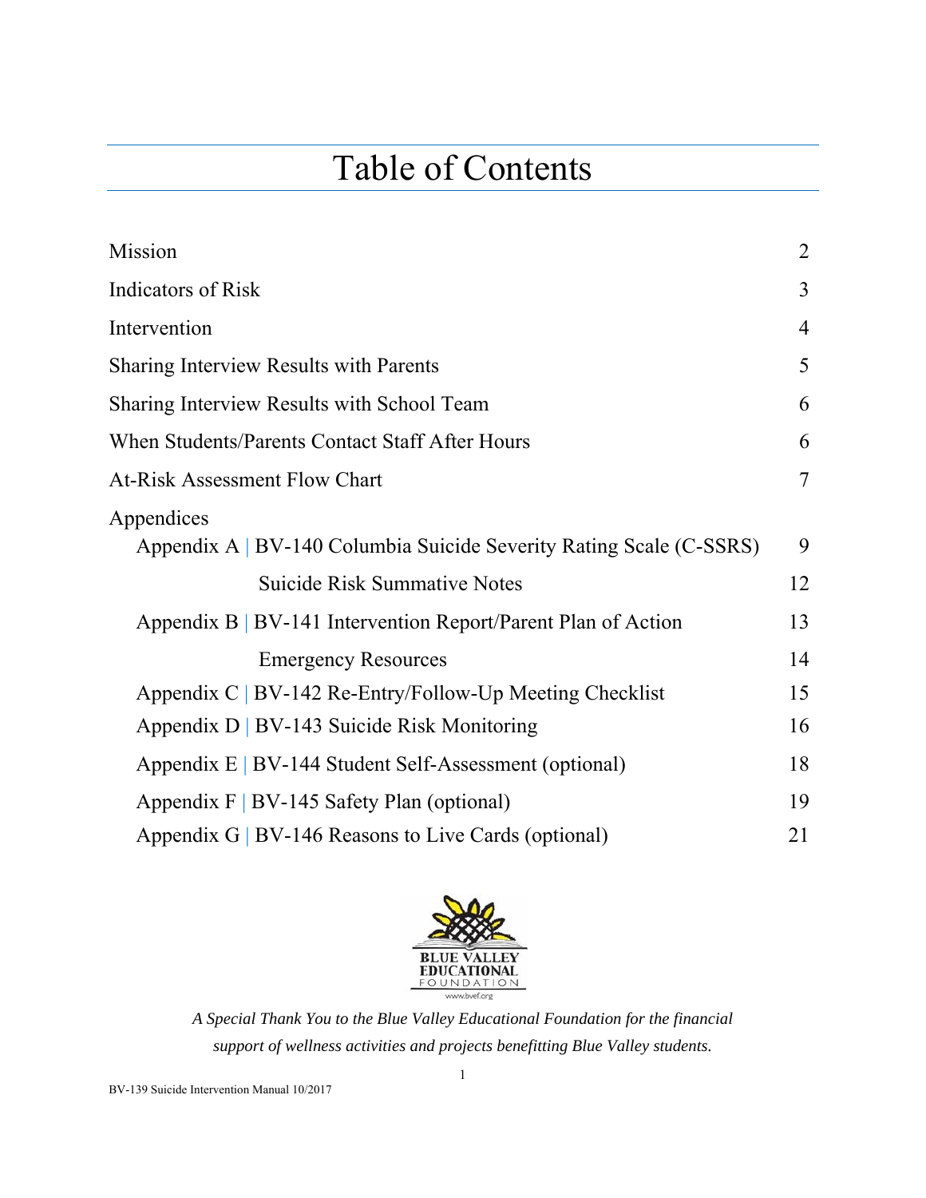# Table of Contents

| | |
|---|---|
| Mission | 2 |
| Indicators of Risk | 3 |
| Intervention | 4 |
| Sharing Interview Results with Parents | 5 |
| Sharing Interview Results with School Team | 6 |
| When Students/Parents Contact Staff After Hours | 6 |
| At-Risk Assessment Flow Chart | 7 |
| Appendices | |
| Appendix A \| BV-140 Columbia Suicide Severity Rating Scale (C-SSRS) | 9 |
| Suicide Risk Summative Notes | 12 |
| Appendix B \| BV-141 Intervention Report/Parent Plan of Action | 13 |
| Emergency Resources | 14 |
| Appendix C \| BV-142 Re-Entry/Follow-Up Meeting Checklist | 15 |
| Appendix D \| BV-143 Suicide Risk Monitoring | 16 |
| Appendix E \| BV-144 Student Self-Assessment (optional) | 18 |
| Appendix F \| BV-145 Safety Plan (optional) | 19 |
| Appendix G \| BV-146 Reasons to Live Cards (optional) | 21 |

BLUE VALLEY EDUCATIONAL FOUNDATION
www.bvef.org

*A Special Thank You to the Blue Valley Educational Foundation for the financial support of wellness activities and projects benefitting Blue Valley students.*

BV-139 Suicide Intervention Manual 10/2017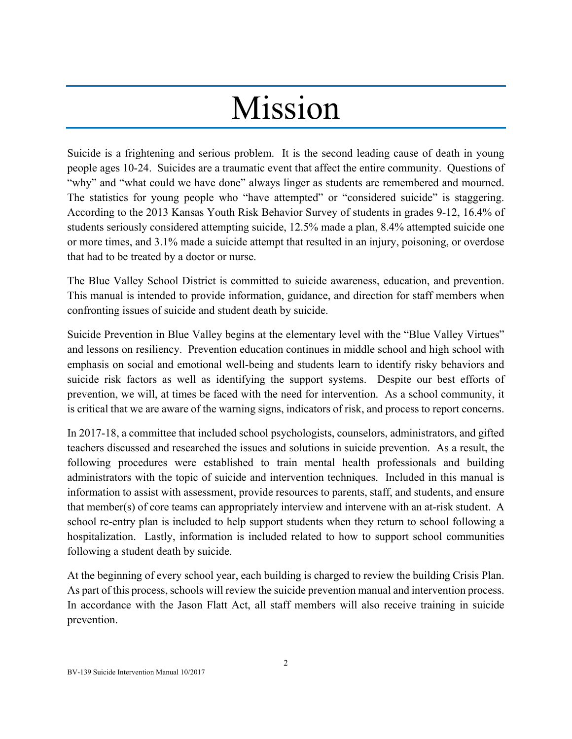# Mission

Suicide is a frightening and serious problem. It is the second leading cause of death in young people ages 10-24. Suicides are a traumatic event that affect the entire community. Questions of "why" and "what could we have done" always linger as students are remembered and mourned. The statistics for young people who "have attempted" or "considered suicide" is staggering. According to the 2013 Kansas Youth Risk Behavior Survey of students in grades 9-12, 16.4% of students seriously considered attempting suicide, 12.5% made a plan, 8.4% attempted suicide one or more times, and 3.1% made a suicide attempt that resulted in an injury, poisoning, or overdose that had to be treated by a doctor or nurse.

The Blue Valley School District is committed to suicide awareness, education, and prevention. This manual is intended to provide information, guidance, and direction for staff members when confronting issues of suicide and student death by suicide.

Suicide Prevention in Blue Valley begins at the elementary level with the "Blue Valley Virtues" and lessons on resiliency. Prevention education continues in middle school and high school with emphasis on social and emotional well-being and students learn to identify risky behaviors and suicide risk factors as well as identifying the support systems. Despite our best efforts of prevention, we will, at times be faced with the need for intervention. As a school community, it is critical that we are aware of the warning signs, indicators of risk, and process to report concerns.

In 2017-18, a committee that included school psychologists, counselors, administrators, and gifted teachers discussed and researched the issues and solutions in suicide prevention. As a result, the following procedures were established to train mental health professionals and building administrators with the topic of suicide and intervention techniques. Included in this manual is information to assist with assessment, provide resources to parents, staff, and students, and ensure that member(s) of core teams can appropriately interview and intervene with an at-risk student. A school re-entry plan is included to help support students when they return to school following a hospitalization. Lastly, information is included related to how to support school communities following a student death by suicide.

At the beginning of every school year, each building is charged to review the building Crisis Plan. As part of this process, schools will review the suicide prevention manual and intervention process. In accordance with the Jason Flatt Act, all staff members will also receive training in suicide prevention.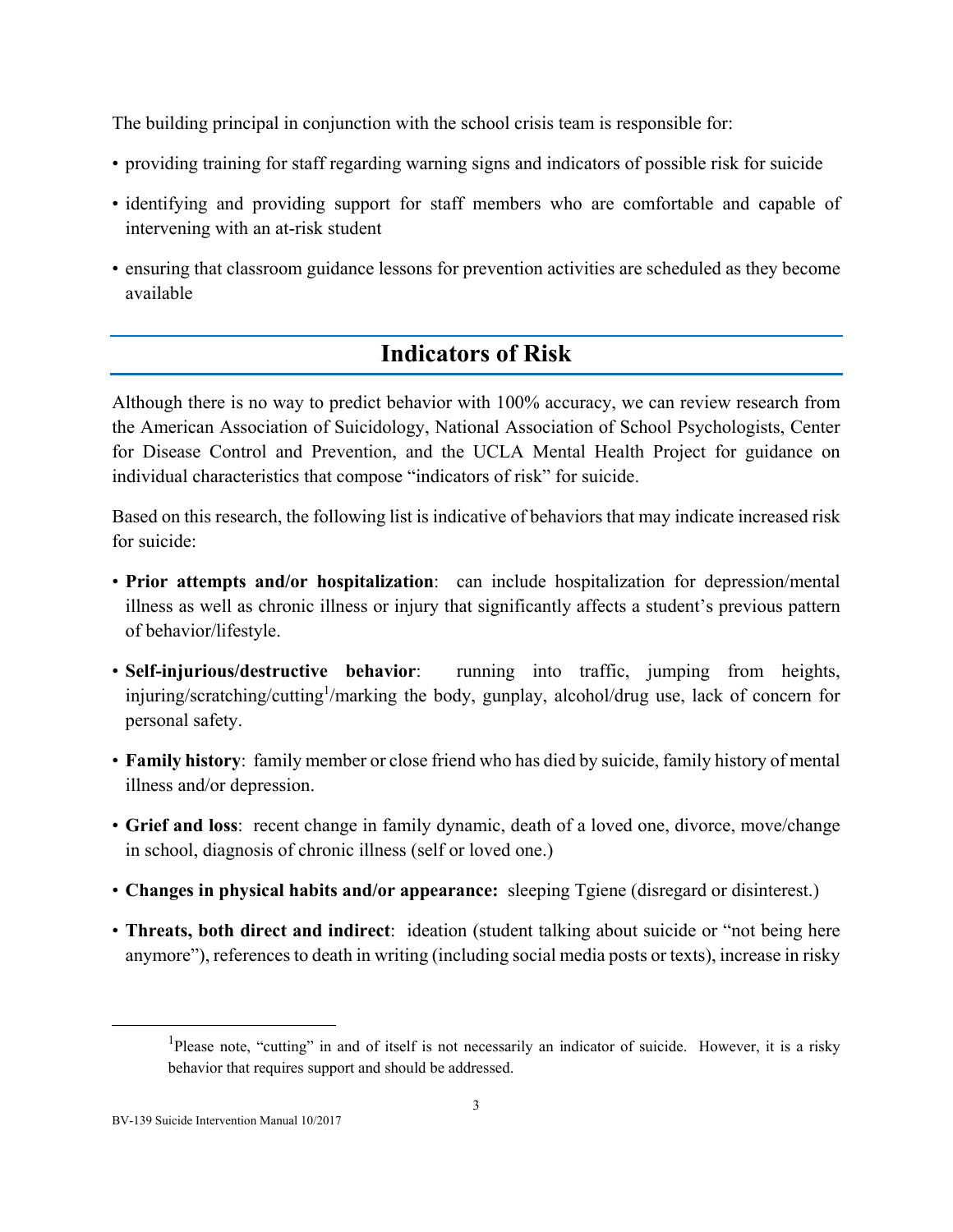The building principal in conjunction with the school crisis team is responsible for:

- providing training for staff regarding warning signs and indicators of possible risk for suicide
- identifying and providing support for staff members who are comfortable and capable of intervening with an at-risk student
- ensuring that classroom guidance lessons for prevention activities are scheduled as they become available

## Indicators of Risk

Although there is no way to predict behavior with 100% accuracy, we can review research from the American Association of Suicidology, National Association of School Psychologists, Center for Disease Control and Prevention, and the UCLA Mental Health Project for guidance on individual characteristics that compose "indicators of risk" for suicide.

Based on this research, the following list is indicative of behaviors that may indicate increased risk for suicide:

- **Prior attempts and/or hospitalization**: can include hospitalization for depression/mental illness as well as chronic illness or injury that significantly affects a student's previous pattern of behavior/lifestyle.
- **Self-injurious/destructive behavior**: running into traffic, jumping from heights, injuring/scratching/cutting[1]/marking the body, gunplay, alcohol/drug use, lack of concern for personal safety.
- **Family history**: family member or close friend who has died by suicide, family history of mental illness and/or depression.
- **Grief and loss**: recent change in family dynamic, death of a loved one, divorce, move/change in school, diagnosis of chronic illness (self or loved one.)
- **Changes in physical habits and/or appearance:** sleeping Tgiene (disregard or disinterest.)
- **Threats, both direct and indirect**: ideation (student talking about suicide or "not being here anymore"), references to death in writing (including social media posts or texts), increase in risky

[1]Please note, "cutting" in and of itself is not necessarily an indicator of suicide. However, it is a risky behavior that requires support and should be addressed.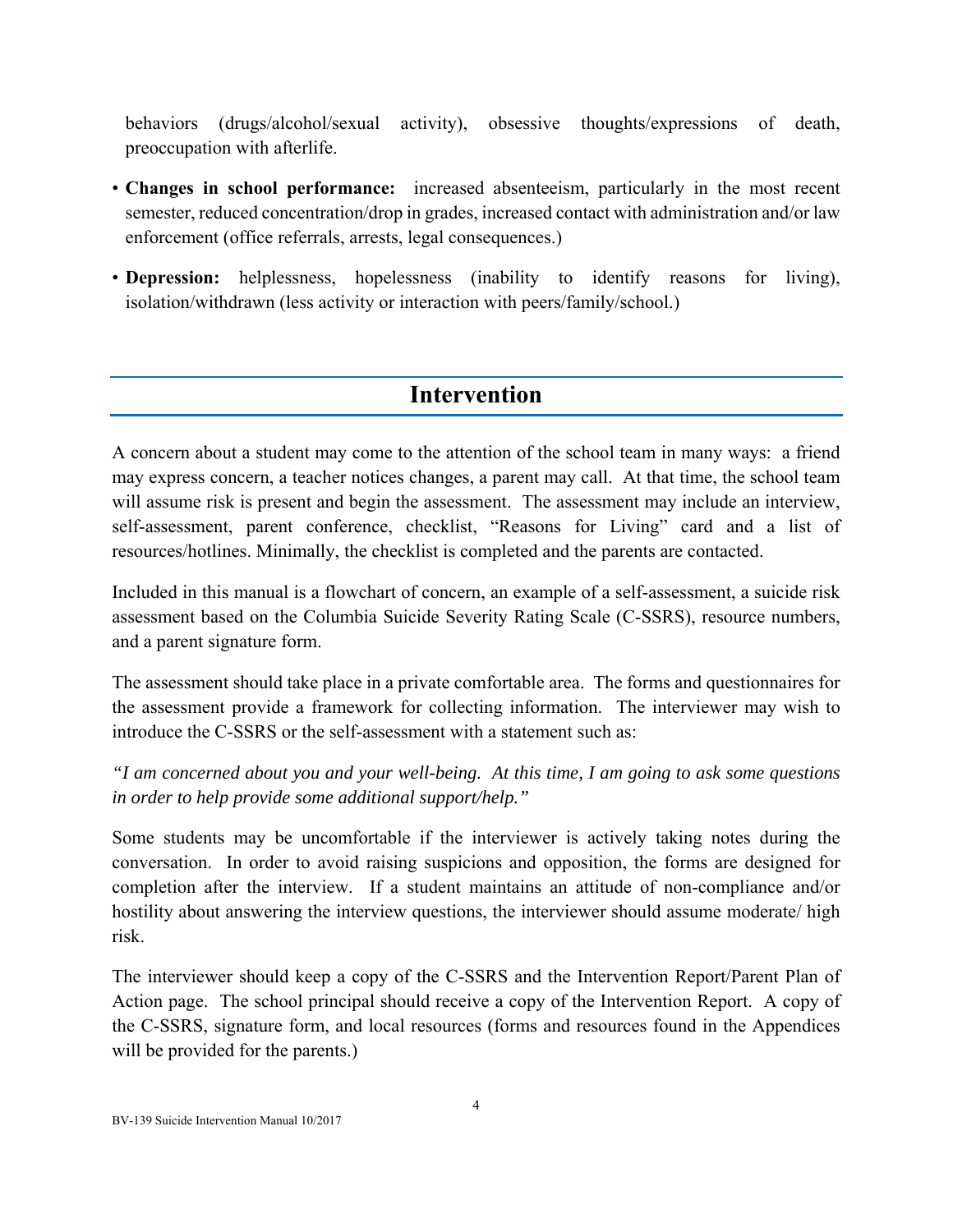behaviors (drugs/alcohol/sexual activity), obsessive thoughts/expressions of death, preoccupation with afterlife.

- **Changes in school performance:** increased absenteeism, particularly in the most recent semester, reduced concentration/drop in grades, increased contact with administration and/or law enforcement (office referrals, arrests, legal consequences.)
- **Depression:** helplessness, hopelessness (inability to identify reasons for living), isolation/withdrawn (less activity or interaction with peers/family/school.)

## Intervention

A concern about a student may come to the attention of the school team in many ways: a friend may express concern, a teacher notices changes, a parent may call. At that time, the school team will assume risk is present and begin the assessment. The assessment may include an interview, self-assessment, parent conference, checklist, "Reasons for Living" card and a list of resources/hotlines. Minimally, the checklist is completed and the parents are contacted.

Included in this manual is a flowchart of concern, an example of a self-assessment, a suicide risk assessment based on the Columbia Suicide Severity Rating Scale (C-SSRS), resource numbers, and a parent signature form.

The assessment should take place in a private comfortable area. The forms and questionnaires for the assessment provide a framework for collecting information. The interviewer may wish to introduce the C-SSRS or the self-assessment with a statement such as:

*"I am concerned about you and your well-being. At this time, I am going to ask some questions in order to help provide some additional support/help."*

Some students may be uncomfortable if the interviewer is actively taking notes during the conversation. In order to avoid raising suspicions and opposition, the forms are designed for completion after the interview. If a student maintains an attitude of non-compliance and/or hostility about answering the interview questions, the interviewer should assume moderate/ high risk.

The interviewer should keep a copy of the C-SSRS and the Intervention Report/Parent Plan of Action page. The school principal should receive a copy of the Intervention Report. A copy of the C-SSRS, signature form, and local resources (forms and resources found in the Appendices will be provided for the parents.)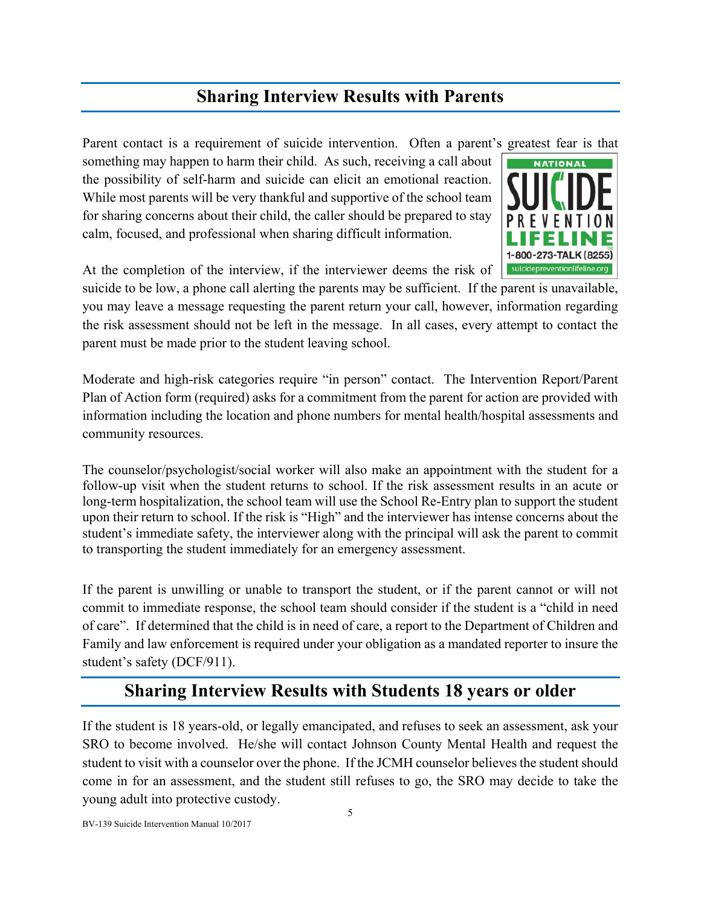## Sharing Interview Results with Parents

Parent contact is a requirement of suicide intervention. Often a parent's greatest fear is that something may happen to harm their child. As such, receiving a call about the possibility of self-harm and suicide can elicit an emotional reaction. While most parents will be very thankful and supportive of the school team for sharing concerns about their child, the caller should be prepared to stay calm, focused, and professional when sharing difficult information.

At the completion of the interview, if the interviewer deems the risk of suicide to be low, a phone call alerting the parents may be sufficient. If the parent is unavailable, you may leave a message requesting the parent return your call, however, information regarding the risk assessment should not be left in the message. In all cases, every attempt to contact the parent must be made prior to the student leaving school.

Moderate and high-risk categories require "in person" contact. The Intervention Report/Parent Plan of Action form (required) asks for a commitment from the parent for action are provided with information including the location and phone numbers for mental health/hospital assessments and community resources.

The counselor/psychologist/social worker will also make an appointment with the student for a follow-up visit when the student returns to school. If the risk assessment results in an acute or long-term hospitalization, the school team will use the School Re-Entry plan to support the student upon their return to school. If the risk is "High" and the interviewer has intense concerns about the student's immediate safety, the interviewer along with the principal will ask the parent to commit to transporting the student immediately for an emergency assessment.

If the parent is unwilling or unable to transport the student, or if the parent cannot or will not commit to immediate response, the school team should consider if the student is a "child in need of care". If determined that the child is in need of care, a report to the Department of Children and Family and law enforcement is required under your obligation as a mandated reporter to insure the student's safety (DCF/911).

## Sharing Interview Results with Students 18 years or older

If the student is 18 years-old, or legally emancipated, and refuses to seek an assessment, ask your SRO to become involved. He/she will contact Johnson County Mental Health and request the student to visit with a counselor over the phone. If the JCMH counselor believes the student should come in for an assessment, and the student still refuses to go, the SRO may decide to take the young adult into protective custody.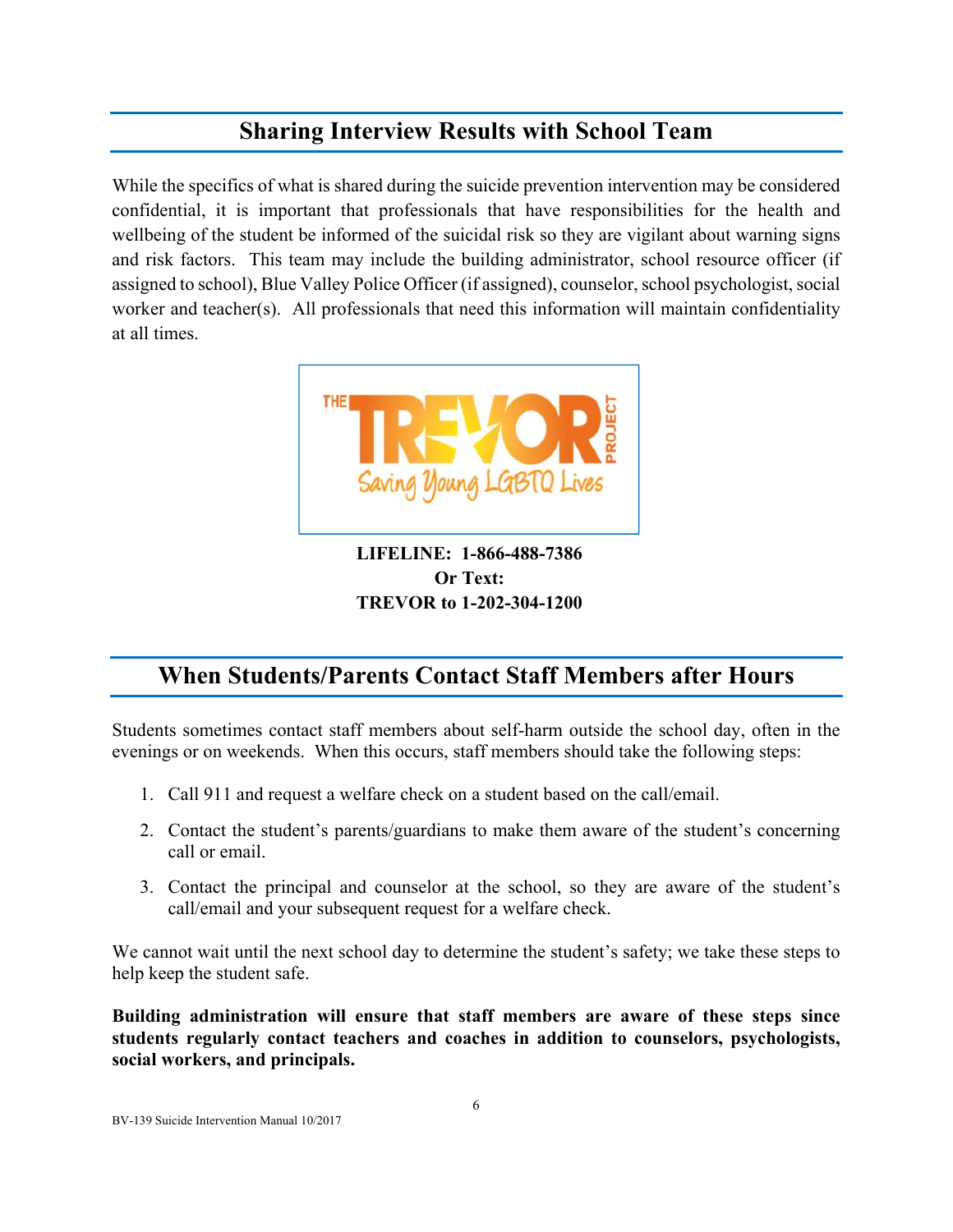## Sharing Interview Results with School Team

While the specifics of what is shared during the suicide prevention intervention may be considered confidential, it is important that professionals that have responsibilities for the health and wellbeing of the student be informed of the suicidal risk so they are vigilant about warning signs and risk factors. This team may include the building administrator, school resource officer (if assigned to school), Blue Valley Police Officer (if assigned), counselor, school psychologist, social worker and teacher(s). All professionals that need this information will maintain confidentiality at all times.

**LIFELINE: 1-866-488-7386**
**Or Text:**
**TREVOR to 1-202-304-1200**

## When Students/Parents Contact Staff Members after Hours

Students sometimes contact staff members about self-harm outside the school day, often in the evenings or on weekends. When this occurs, staff members should take the following steps:

1. Call 911 and request a welfare check on a student based on the call/email.
2. Contact the student's parents/guardians to make them aware of the student's concerning call or email.
3. Contact the principal and counselor at the school, so they are aware of the student's call/email and your subsequent request for a welfare check.

We cannot wait until the next school day to determine the student's safety; we take these steps to help keep the student safe.

**Building administration will ensure that staff members are aware of these steps since students regularly contact teachers and coaches in addition to counselors, psychologists, social workers, and principals.**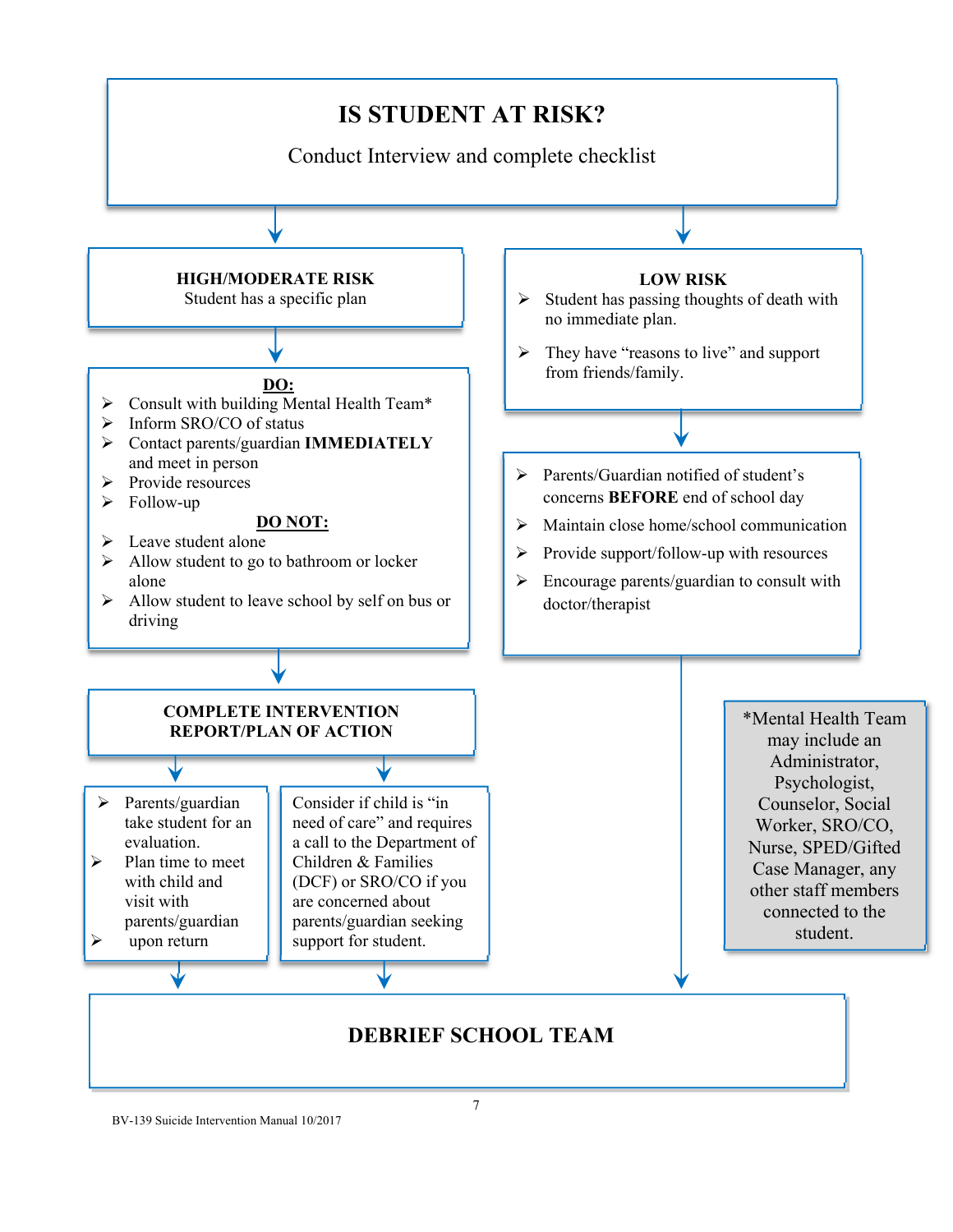# IS STUDENT AT RISK?

Conduct Interview and complete checklist

## HIGH/MODERATE RISK

Student has a specific plan

**DO:**

- Consult with building Mental Health Team*
- Inform SRO/CO of status
- Contact parents/guardian **IMMEDIATELY** and meet in person
- Provide resources
- Follow-up

**DO NOT:**

- Leave student alone
- Allow student to go to bathroom or locker alone
- Allow student to leave school by self on bus or driving

### COMPLETE INTERVENTION REPORT/PLAN OF ACTION

- Parents/guardian take student for an evaluation.
- Plan time to meet with child and visit with parents/guardian
- upon return

Consider if child is "in need of care" and requires a call to the Department of Children & Families (DCF) or SRO/CO if you are concerned about parents/guardian seeking support for student.

## LOW RISK

- Student has passing thoughts of death with no immediate plan.
- They have "reasons to live" and support from friends/family.

---

- Parents/Guardian notified of student's concerns **BEFORE** end of school day
- Maintain close home/school communication
- Provide support/follow-up with resources
- Encourage parents/guardian to consult with doctor/therapist

*Mental Health Team may include an Administrator, Psychologist, Counselor, Social Worker, SRO/CO, Nurse, SPED/Gifted Case Manager, any other staff members connected to the student.

## DEBRIEF SCHOOL TEAM

BV-139 Suicide Intervention Manual 10/2017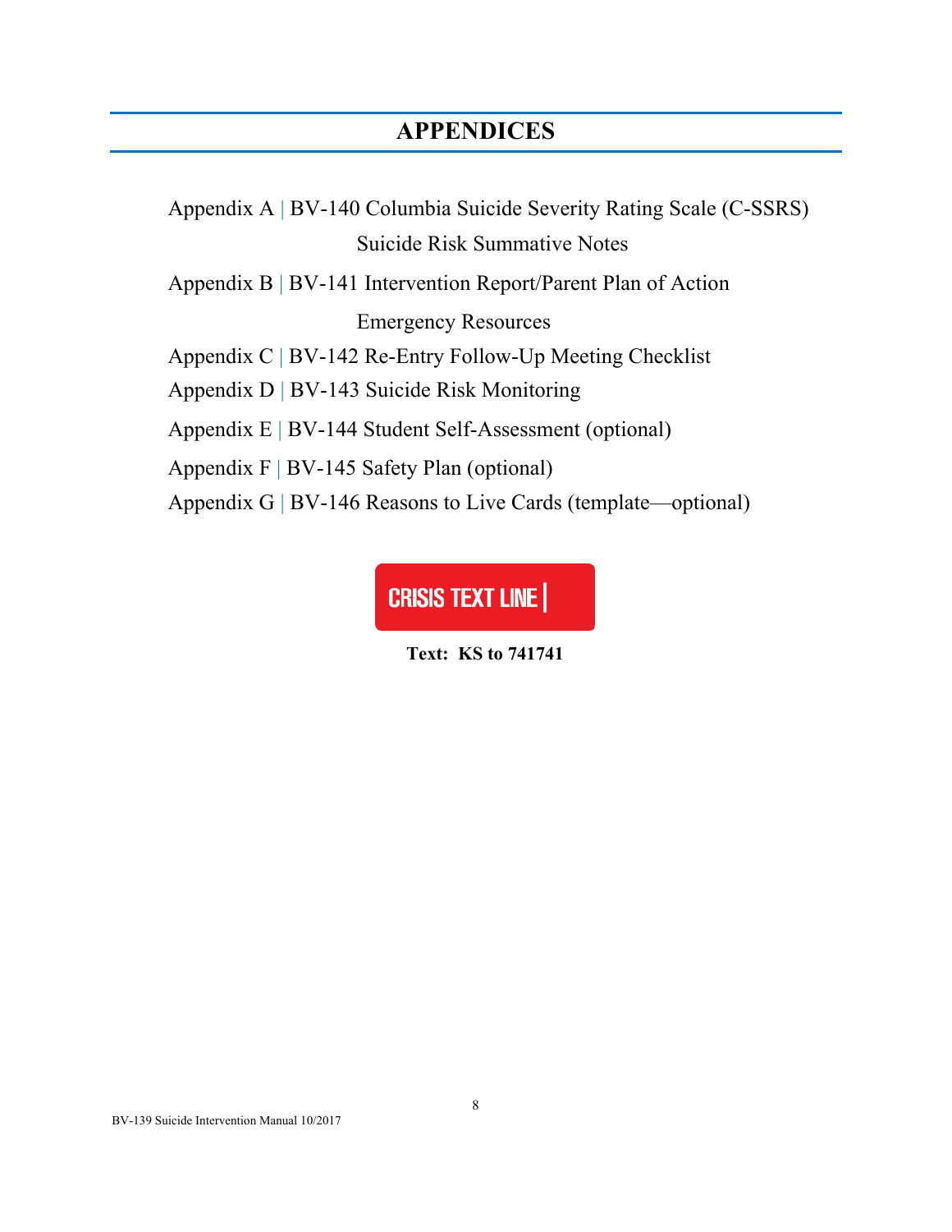# APPENDICES

Appendix A | BV-140 Columbia Suicide Severity Rating Scale (C-SSRS)
Suicide Risk Summative Notes

Appendix B | BV-141 Intervention Report/Parent Plan of Action
Emergency Resources

Appendix C | BV-142 Re-Entry Follow-Up Meeting Checklist

Appendix D | BV-143 Suicide Risk Monitoring

Appendix E | BV-144 Student Self-Assessment (optional)

Appendix F | BV-145 Safety Plan (optional)

Appendix G | BV-146 Reasons to Live Cards (template—optional)

**CRISIS TEXT LINE |**

**Text: KS to 741741**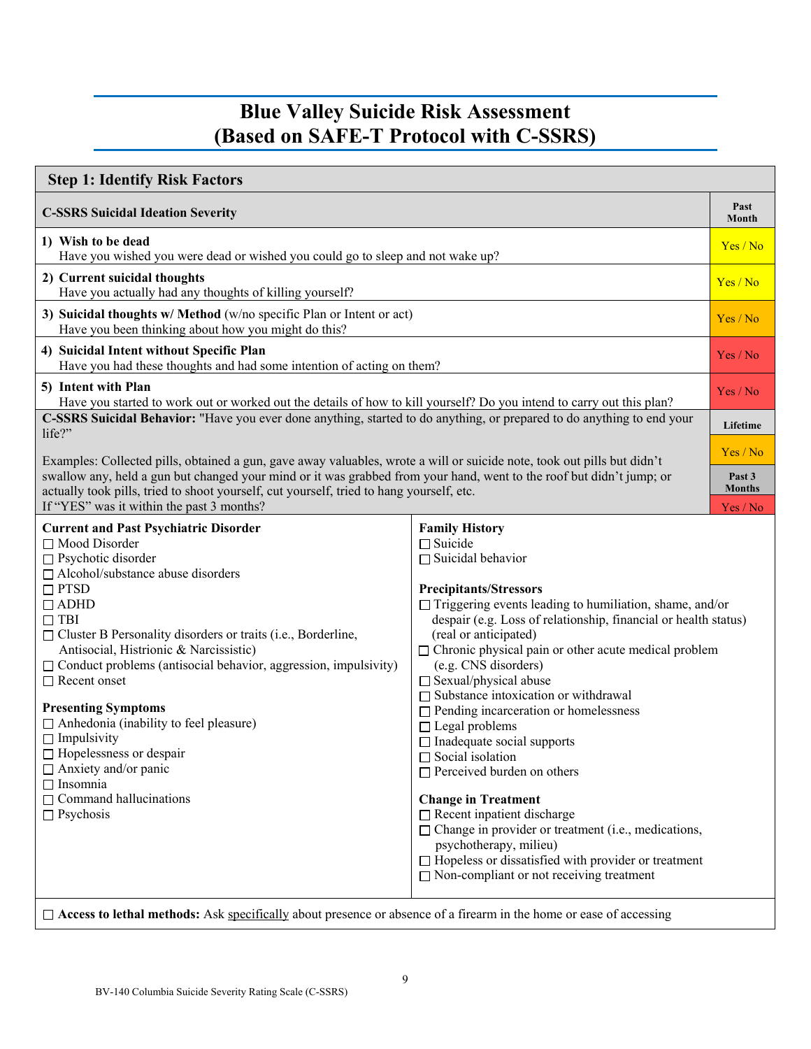# Blue Valley Suicide Risk Assessment
# (Based on SAFE-T Protocol with C-SSRS)

## Step 1: Identify Risk Factors

| **C-SSRS Suicidal Ideation Severity** | **Past Month** |
|---|---|
| **1) Wish to be dead**<br>Have you wished you were dead or wished you could go to sleep and not wake up? | Yes / No |
| **2) Current suicidal thoughts**<br>Have you actually had any thoughts of killing yourself? | Yes / No |
| **3) Suicidal thoughts w/ Method** (w/no specific Plan or Intent or act)<br>Have you been thinking about how you might do this? | Yes / No |
| **4) Suicidal Intent without Specific Plan**<br>Have you had these thoughts and had some intention of acting on them? | Yes / No |
| **5) Intent with Plan**<br>Have you started to work out or worked out the details of how to kill yourself? Do you intend to carry out this plan? | Yes / No |
| **C-SSRS Suicidal Behavior:** "Have you ever done anything, started to do anything, or prepared to do anything to end your life?" | **Lifetime** |
| Examples: Collected pills, obtained a gun, gave away valuables, wrote a will or suicide note, took out pills but didn't swallow any, held a gun but changed your mind or it was grabbed from your hand, went to the roof but didn't jump; or actually took pills, tried to shoot yourself, cut yourself, tried to hang yourself, etc. | Yes / No |
| If "YES" was it within the past 3 months? | **Past 3 Months**<br>Yes / No |

**Current and Past Psychiatric Disorder**
- ☐ Mood Disorder
- ☐ Psychotic disorder
- ☐ Alcohol/substance abuse disorders
- ☐ PTSD
- ☐ ADHD
- ☐ TBI
- ☐ Cluster B Personality disorders or traits (i.e., Borderline, Antisocial, Histrionic & Narcissistic)
- ☐ Conduct problems (antisocial behavior, aggression, impulsivity)
- ☐ Recent onset

**Presenting Symptoms**
- ☐ Anhedonia (inability to feel pleasure)
- ☐ Impulsivity
- ☐ Hopelessness or despair
- ☐ Anxiety and/or panic
- ☐ Insomnia
- ☐ Command hallucinations
- ☐ Psychosis

**Family History**
- ☐ Suicide
- ☐ Suicidal behavior

**Precipitants/Stressors**
- ☐ Triggering events leading to humiliation, shame, and/or despair (e.g. Loss of relationship, financial or health status) (real or anticipated)
- ☐ Chronic physical pain or other acute medical problem (e.g. CNS disorders)
- ☐ Sexual/physical abuse
- ☐ Substance intoxication or withdrawal
- ☐ Pending incarceration or homelessness
- ☐ Legal problems
- ☐ Inadequate social supports
- ☐ Social isolation
- ☐ Perceived burden on others

**Change in Treatment**
- ☐ Recent inpatient discharge
- ☐ Change in provider or treatment (i.e., medications, psychotherapy, milieu)
- ☐ Hopeless or dissatisfied with provider or treatment
- ☐ Non-compliant or not receiving treatment

☐ **Access to lethal methods:** Ask specifically about presence or absence of a firearm in the home or ease of accessing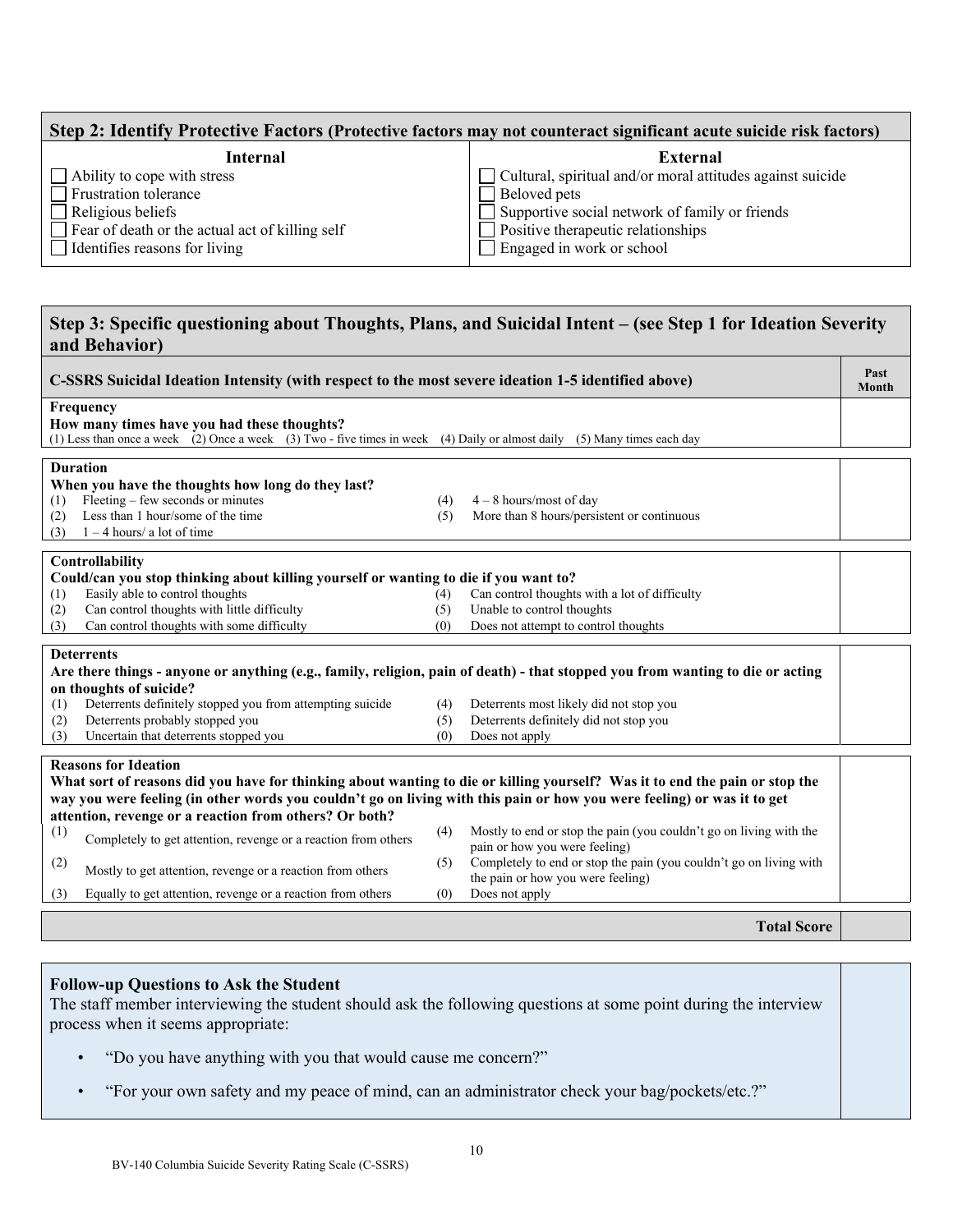## Step 2: Identify Protective Factors (Protective factors may not counteract significant acute suicide risk factors)

| Internal | External |
| --- | --- |
| ☐ Ability to cope with stress | ☐ Cultural, spiritual and/or moral attitudes against suicide |
| ☐ Frustration tolerance | ☐ Beloved pets |
| ☐ Religious beliefs | ☐ Supportive social network of family or friends |
| ☐ Fear of death or the actual act of killing self | ☐ Positive therapeutic relationships |
| ☐ Identifies reasons for living | ☐ Engaged in work or school |

## Step 3: Specific questioning about Thoughts, Plans, and Suicidal Intent – (see Step 1 for Ideation Severity and Behavior)

| C-SSRS Suicidal Ideation Intensity (with respect to the most severe ideation 1-5 identified above) | Past Month |
| --- | --- |
| **Frequency**<br>**How many times have you had these thoughts?**<br>(1) Less than once a week (2) Once a week (3) Two - five times in week (4) Daily or almost daily (5) Many times each day | |
| **Duration**<br>**When you have the thoughts how long do they last?**<br>(1) Fleeting – few seconds or minutes<br>(2) Less than 1 hour/some of the time<br>(3) 1 – 4 hours/ a lot of time<br>(4) 4 – 8 hours/most of day<br>(5) More than 8 hours/persistent or continuous | |
| **Controllability**<br>**Could/can you stop thinking about killing yourself or wanting to die if you want to?**<br>(1) Easily able to control thoughts<br>(2) Can control thoughts with little difficulty<br>(3) Can control thoughts with some difficulty<br>(4) Can control thoughts with a lot of difficulty<br>(5) Unable to control thoughts<br>(0) Does not attempt to control thoughts | |
| **Deterrents**<br>**Are there things - anyone or anything (e.g., family, religion, pain of death) - that stopped you from wanting to die or acting on thoughts of suicide?**<br>(1) Deterrents definitely stopped you from attempting suicide<br>(2) Deterrents probably stopped you<br>(3) Uncertain that deterrents stopped you<br>(4) Deterrents most likely did not stop you<br>(5) Deterrents definitely did not stop you<br>(0) Does not apply | |
| **Reasons for Ideation**<br>**What sort of reasons did you have for thinking about wanting to die or killing yourself? Was it to end the pain or stop the way you were feeling (in other words you couldn't go on living with this pain or how you were feeling) or was it to get attention, revenge or a reaction from others? Or both?**<br>(1) Completely to get attention, revenge or a reaction from others<br>(2) Mostly to get attention, revenge or a reaction from others<br>(3) Equally to get attention, revenge or a reaction from others<br>(4) Mostly to end or stop the pain (you couldn't go on living with the pain or how you were feeling)<br>(5) Completely to end or stop the pain (you couldn't go on living with the pain or how you were feeling)<br>(0) Does not apply | |
| **Total Score** | |

**Follow-up Questions to Ask the Student**

The staff member interviewing the student should ask the following questions at some point during the interview process when it seems appropriate:

- "Do you have anything with you that would cause me concern?"
- "For your own safety and my peace of mind, can an administrator check your bag/pockets/etc.?"

BV-140 Columbia Suicide Severity Rating Scale (C-SSRS)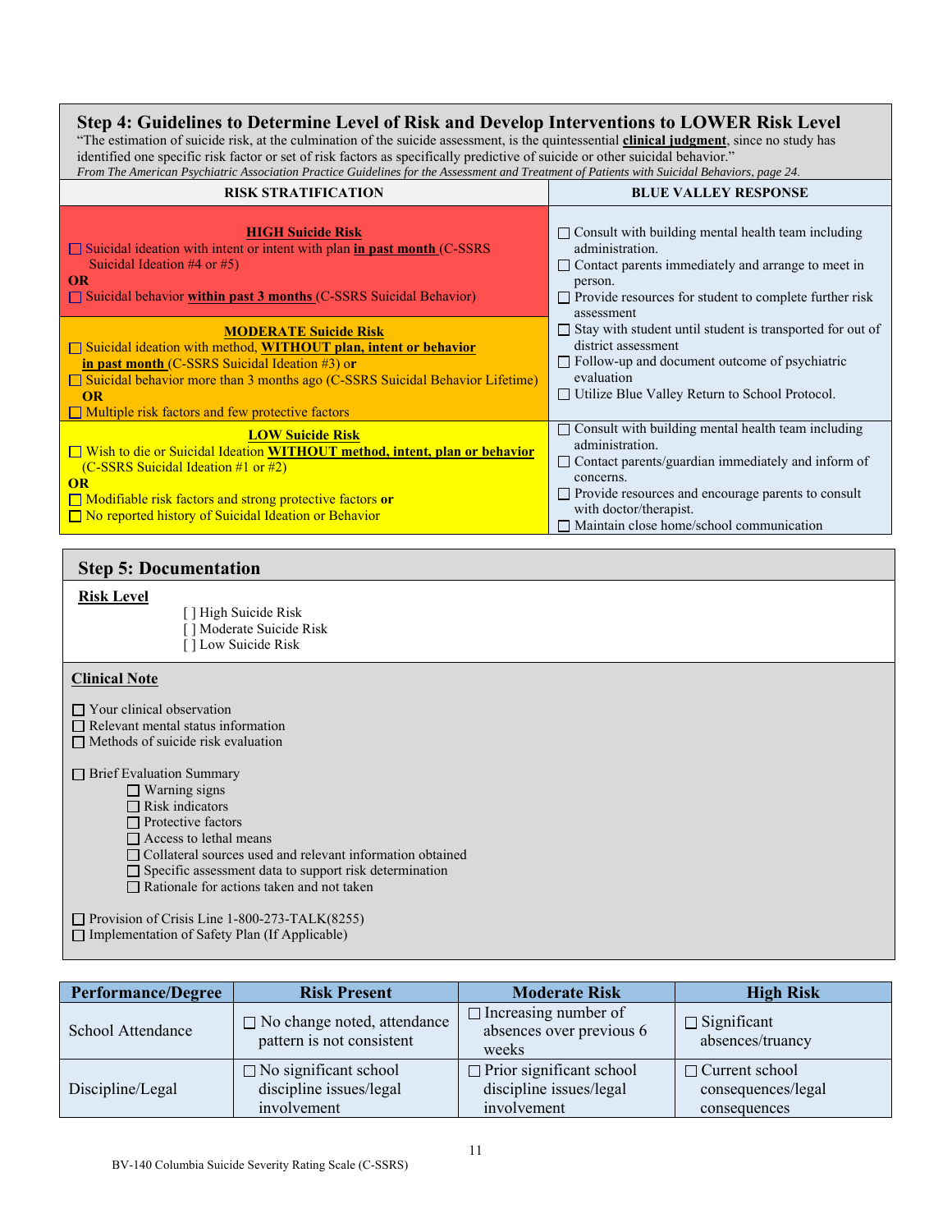## Step 4: Guidelines to Determine Level of Risk and Develop Interventions to LOWER Risk Level

"The estimation of suicide risk, at the culmination of the suicide assessment, is the quintessential **clinical judgment**, since no study has identified one specific risk factor or set of risk factors as specifically predictive of suicide or other suicidal behavior."

*From The American Psychiatric Association Practice Guidelines for the Assessment and Treatment of Patients with Suicidal Behaviors, page 24.*

| RISK STRATIFICATION | BLUE VALLEY RESPONSE |
|---|---|
| **HIGH Suicide Risk**<br>☐ Suicidal ideation with intent or intent with plan **in past month** (C-SSRS Suicidal Ideation #4 or #5)<br>**OR**<br>☐ Suicidal behavior **within past 3 months** (C-SSRS Suicidal Behavior) | ☐ Consult with building mental health team including administration.<br>☐ Contact parents immediately and arrange to meet in person.<br>☐ Provide resources for student to complete further risk assessment<br>☐ Stay with student until student is transported for out of district assessment<br>☐ Follow-up and document outcome of psychiatric evaluation<br>☐ Utilize Blue Valley Return to School Protocol. |
| **MODERATE Suicide Risk**<br>☐ Suicidal ideation with method, **WITHOUT plan, intent or behavior in past month** (C-SSRS Suicidal Ideation #3) **or**<br>☐ Suicidal behavior more than 3 months ago (C-SSRS Suicidal Behavior Lifetime)<br>**OR**<br>☐ Multiple risk factors and few protective factors | |
| **LOW Suicide Risk**<br>☐ Wish to die or Suicidal Ideation **WITHOUT method, intent, plan or behavior** (C-SSRS Suicidal Ideation #1 or #2)<br>**OR**<br>☐ Modifiable risk factors and strong protective factors **or**<br>☐ No reported history of Suicidal Ideation or Behavior | ☐ Consult with building mental health team including administration.<br>☐ Contact parents/guardian immediately and inform of concerns.<br>☐ Provide resources and encourage parents to consult with doctor/therapist.<br>☐ Maintain close home/school communication |

## Step 5: Documentation

**Risk Level**

[ ] High Suicide Risk
[ ] Moderate Suicide Risk
[ ] Low Suicide Risk

**Clinical Note**

☐ Your clinical observation
☐ Relevant mental status information
☐ Methods of suicide risk evaluation

☐ Brief Evaluation Summary
- ☐ Warning signs
- ☐ Risk indicators
- ☐ Protective factors
- ☐ Access to lethal means
- ☐ Collateral sources used and relevant information obtained
- ☐ Specific assessment data to support risk determination
- ☐ Rationale for actions taken and not taken

☐ Provision of Crisis Line 1-800-273-TALK(8255)
☐ Implementation of Safety Plan (If Applicable)

| Performance/Degree | Risk Present | Moderate Risk | High Risk |
|---|---|---|---|
| School Attendance | ☐ No change noted, attendance pattern is not consistent | ☐ Increasing number of absences over previous 6 weeks | ☐ Significant absences/truancy |
| Discipline/Legal | ☐ No significant school discipline issues/legal involvement | ☐ Prior significant school discipline issues/legal involvement | ☐ Current school consequences/legal consequences |

BV-140 Columbia Suicide Severity Rating Scale (C-SSRS)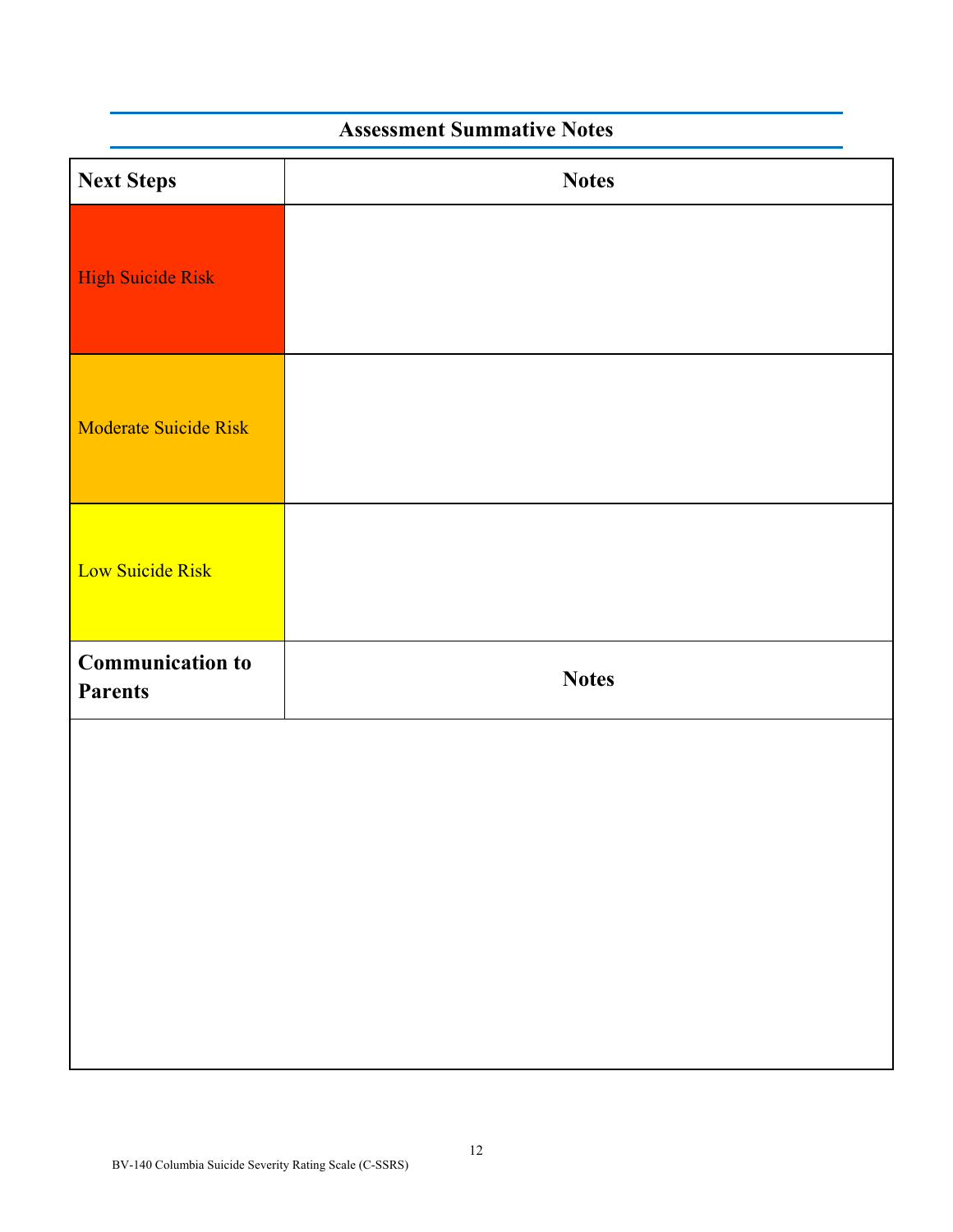## Assessment Summative Notes

| Next Steps | Notes |
|---|---|
| High Suicide Risk | |
| Moderate Suicide Risk | |
| Low Suicide Risk | |
| **Communication to Parents** | **Notes** |
| | |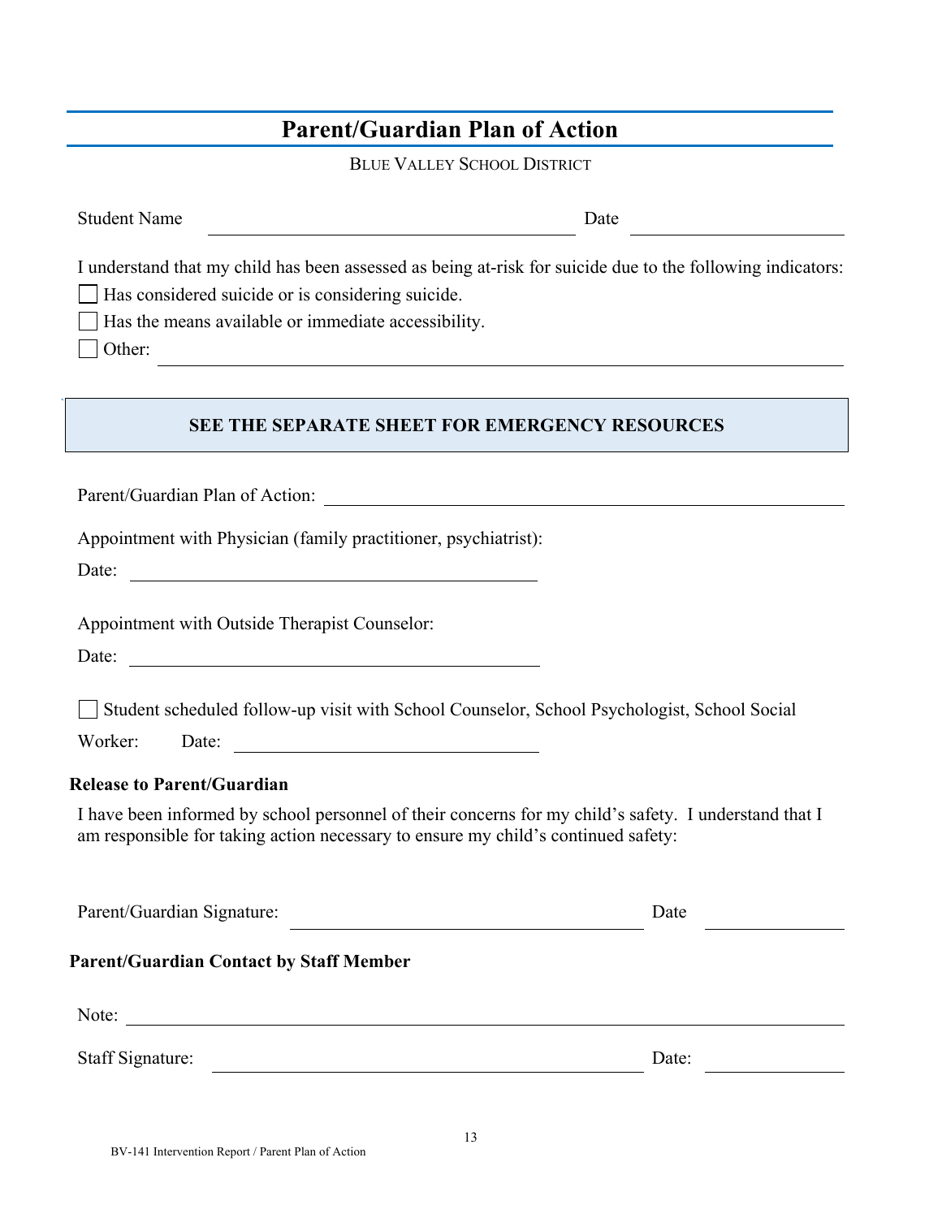# Parent/Guardian Plan of Action

BLUE VALLEY SCHOOL DISTRICT

Student Name ______________________________ Date ____________________

I understand that my child has been assessed as being at-risk for suicide due to the following indicators:

☐ Has considered suicide or is considering suicide.

☐ Has the means available or immediate accessibility.

☐ Other: ____________________________________________________________

**SEE THE SEPARATE SHEET FOR EMERGENCY RESOURCES**

Parent/Guardian Plan of Action: ______________________________________________

Appointment with Physician (family practitioner, psychiatrist):

Date: ____________________________________

Appointment with Outside Therapist Counselor:

Date: ____________________________________

☐ Student scheduled follow-up visit with School Counselor, School Psychologist, School Social Worker: Date: ____________________________

**Release to Parent/Guardian**

I have been informed by school personnel of their concerns for my child's safety. I understand that I am responsible for taking action necessary to ensure my child's continued safety:

Parent/Guardian Signature: ______________________________ Date ____________

**Parent/Guardian Contact by Staff Member**

Note: ____________________________________________________________________

Staff Signature: ______________________________________ Date: ____________

BV-141 Intervention Report / Parent Plan of Action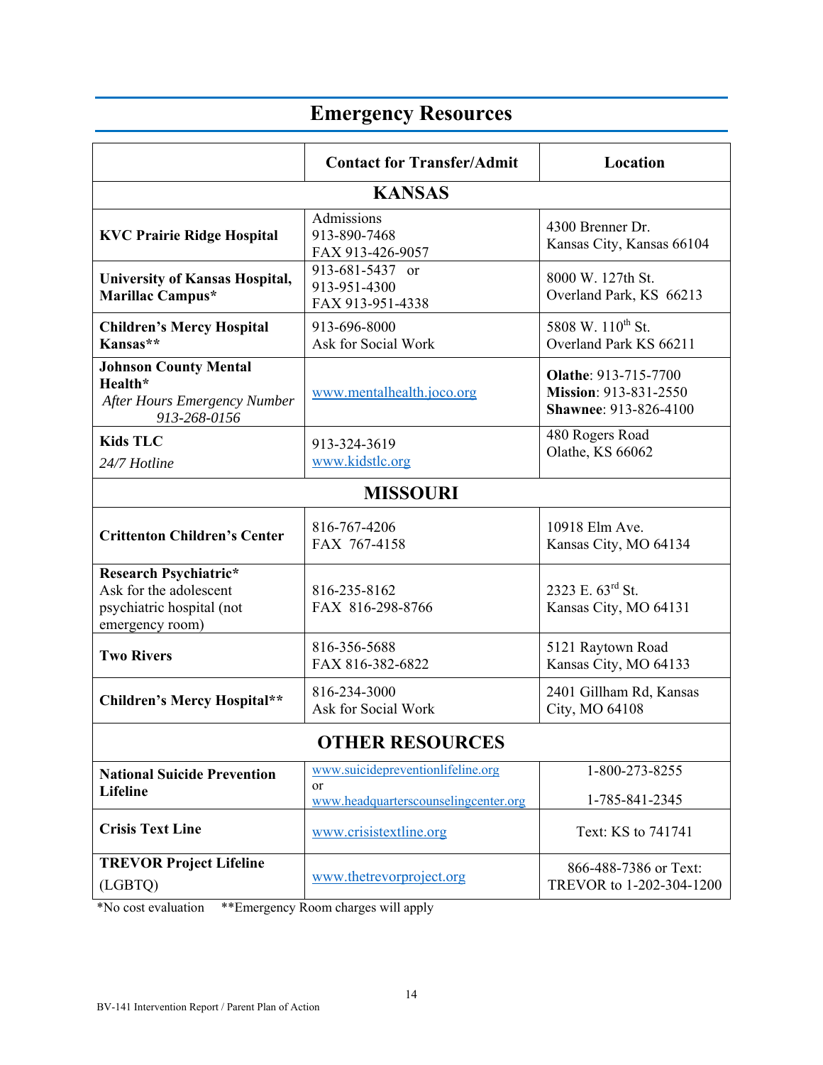# Emergency Resources

| | Contact for Transfer/Admit | Location |
|---|---|---|
| **KANSAS** | | |
| **KVC Prairie Ridge Hospital** | Admissions<br>913-890-7468<br>FAX 913-426-9057 | 4300 Brenner Dr.<br>Kansas City, Kansas 66104 |
| **University of Kansas Hospital, Marillac Campus*** | 913-681-5437 or<br>913-951-4300<br>FAX 913-951-4338 | 8000 W. 127th St.<br>Overland Park, KS 66213 |
| **Children's Mercy Hospital Kansas**** | 913-696-8000<br>Ask for Social Work | 5808 W. 110th St.<br>Overland Park KS 66211 |
| **Johnson County Mental Health***<br>*After Hours Emergency Number 913-268-0156* | www.mentalhealth.joco.org | **Olathe**: 913-715-7700<br>**Mission**: 913-831-2550<br>**Shawnee**: 913-826-4100 |
| **Kids TLC**<br>*24/7 Hotline* | 913-324-3619<br>www.kidstlc.org | 480 Rogers Road<br>Olathe, KS 66062 |
| **MISSOURI** | | |
| **Crittenton Children's Center** | 816-767-4206<br>FAX 767-4158 | 10918 Elm Ave.<br>Kansas City, MO 64134 |
| **Research Psychiatric***<br>Ask for the adolescent psychiatric hospital (not emergency room) | 816-235-8162<br>FAX 816-298-8766 | 2323 E. 63rd St.<br>Kansas City, MO 64131 |
| **Two Rivers** | 816-356-5688<br>FAX 816-382-6822 | 5121 Raytown Road<br>Kansas City, MO 64133 |
| **Children's Mercy Hospital**** | 816-234-3000<br>Ask for Social Work | 2401 Gillham Rd, Kansas City, MO 64108 |
| **OTHER RESOURCES** | | |
| **National Suicide Prevention Lifeline** | www.suicidepreventionlifeline.org<br>or<br>www.headquarterscounselingcenter.org | 1-800-273-8255<br><br>1-785-841-2345 |
| **Crisis Text Line** | www.crisistextline.org | Text: KS to 741741 |
| **TREVOR Project Lifeline**<br>(LGBTQ) | www.thetrevorproject.org | 866-488-7386 or Text: TREVOR to 1-202-304-1200 |

*No cost evaluation **Emergency Room charges will apply

BV-141 Intervention Report / Parent Plan of Action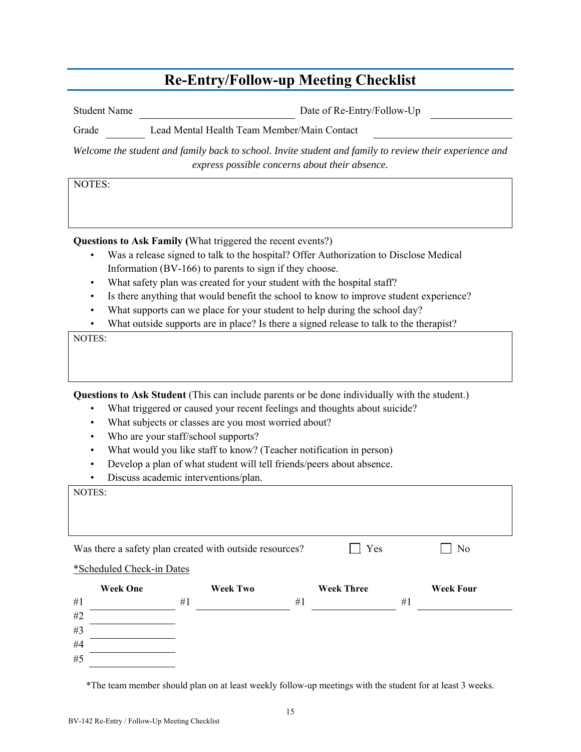# Re-Entry/Follow-up Meeting Checklist

Student Name \_\_\_\_\_\_\_\_\_\_\_\_\_\_\_\_\_\_\_\_\_\_\_\_ Date of Re-Entry/Follow-Up \_\_\_\_\_\_\_\_\_\_\_\_

Grade \_\_\_\_\_\_ Lead Mental Health Team Member/Main Contact \_\_\_\_\_\_\_\_\_\_\_\_\_\_\_\_\_\_\_\_

*Welcome the student and family back to school. Invite student and family to review their experience and express possible concerns about their absence.*

| NOTES: |
|---|
| |

**Questions to Ask Family (**What triggered the recent events?)

- Was a release signed to talk to the hospital? Offer Authorization to Disclose Medical Information (BV-166) to parents to sign if they choose.
- What safety plan was created for your student with the hospital staff?
- Is there anything that would benefit the school to know to improve student experience?
- What supports can we place for your student to help during the school day?
- What outside supports are in place? Is there a signed release to talk to the therapist?

| NOTES: |
|---|
| |

**Questions to Ask Student** (This can include parents or be done individually with the student.)

- What triggered or caused your recent feelings and thoughts about suicide?
- What subjects or classes are you most worried about?
- Who are your staff/school supports?
- What would you like staff to know? (Teacher notification in person)
- Develop a plan of what student will tell friends/peers about absence.
- Discuss academic interventions/plan.

| NOTES: |
|---|
| |

Was there a safety plan created with outside resources? ☐ Yes ☐ No

*Scheduled Check-in Dates

| Week One | Week Two | Week Three | Week Four |
|---|---|---|---|
| #1 \_\_\_\_\_\_\_\_ | #1 \_\_\_\_\_\_\_\_ | #1 \_\_\_\_\_\_\_\_ | #1 \_\_\_\_\_\_\_\_ |
| #2 \_\_\_\_\_\_\_\_ | | | |
| #3 \_\_\_\_\_\_\_\_ | | | |
| #4 \_\_\_\_\_\_\_\_ | | | |
| #5 \_\_\_\_\_\_\_\_ | | | |

*The team member should plan on at least weekly follow-up meetings with the student for at least 3 weeks.

BV-142 Re-Entry / Follow-Up Meeting Checklist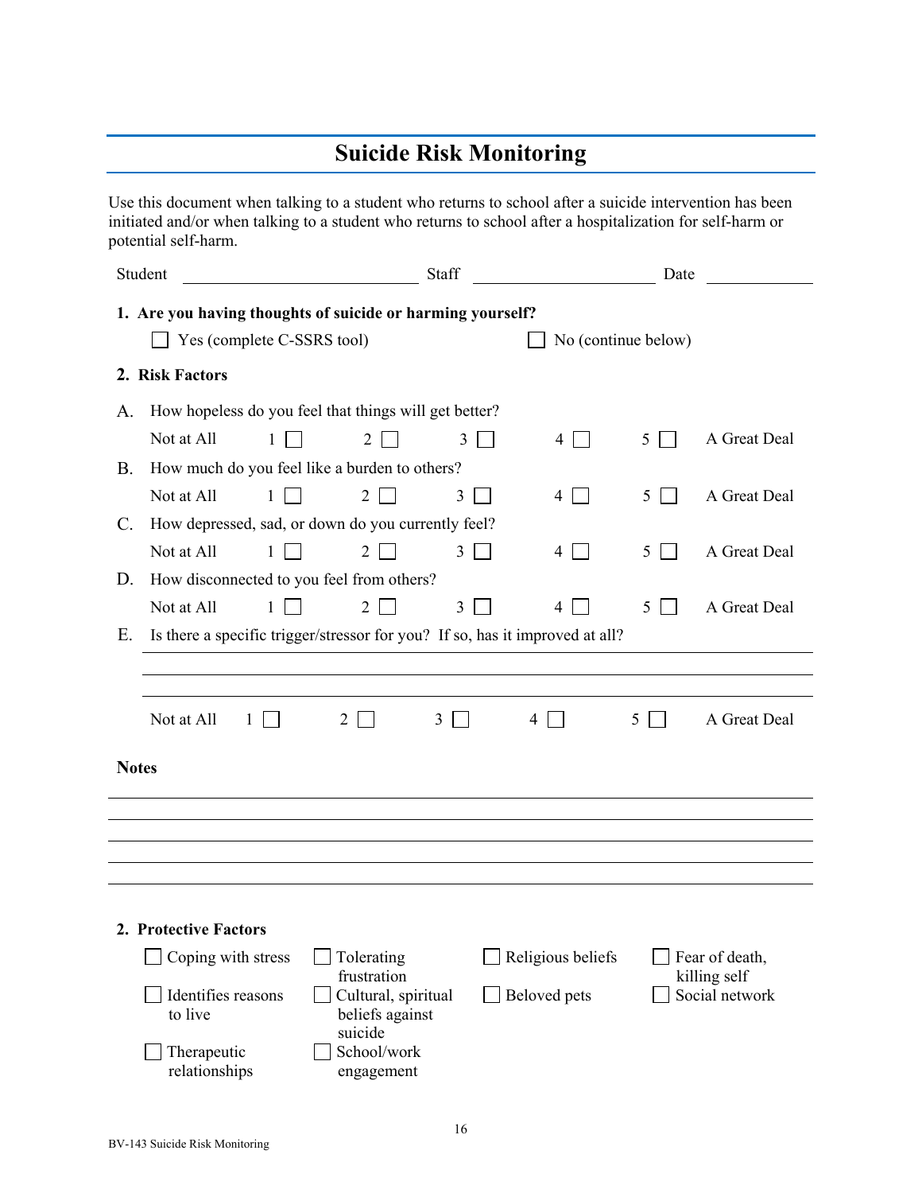# Suicide Risk Monitoring

Use this document when talking to a student who returns to school after a suicide intervention has been initiated and/or when talking to a student who returns to school after a hospitalization for self-harm or potential self-harm.

Student ____________________ Staff ____________________ Date __________

**1. Are you having thoughts of suicide or harming yourself?**

☐ Yes (complete C-SSRS tool) ☐ No (continue below)

**2. Risk Factors**

A. How hopeless do you feel that things will get better?

Not at All 1 ☐ 2 ☐ 3 ☐ 4 ☐ 5 ☐ A Great Deal

B. How much do you feel like a burden to others?

Not at All 1 ☐ 2 ☐ 3 ☐ 4 ☐ 5 ☐ A Great Deal

C. How depressed, sad, or down do you currently feel?

Not at All 1 ☐ 2 ☐ 3 ☐ 4 ☐ 5 ☐ A Great Deal

D. How disconnected to you feel from others?

Not at All 1 ☐ 2 ☐ 3 ☐ 4 ☐ 5 ☐ A Great Deal

E. Is there a specific trigger/stressor for you? If so, has it improved at all?

____________________________________________________________

____________________________________________________________

____________________________________________________________

Not at All 1 ☐ 2 ☐ 3 ☐ 4 ☐ 5 ☐ A Great Deal

**Notes**

____________________________________________________________

____________________________________________________________

____________________________________________________________

____________________________________________________________

____________________________________________________________

**2. Protective Factors**

☐ Coping with stress
☐ Tolerating frustration
☐ Religious beliefs
☐ Fear of death, killing self
☐ Identifies reasons to live
☐ Cultural, spiritual beliefs against suicide
☐ Beloved pets
☐ Social network
☐ Therapeutic relationships
☐ School/work engagement

BV-143 Suicide Risk Monitoring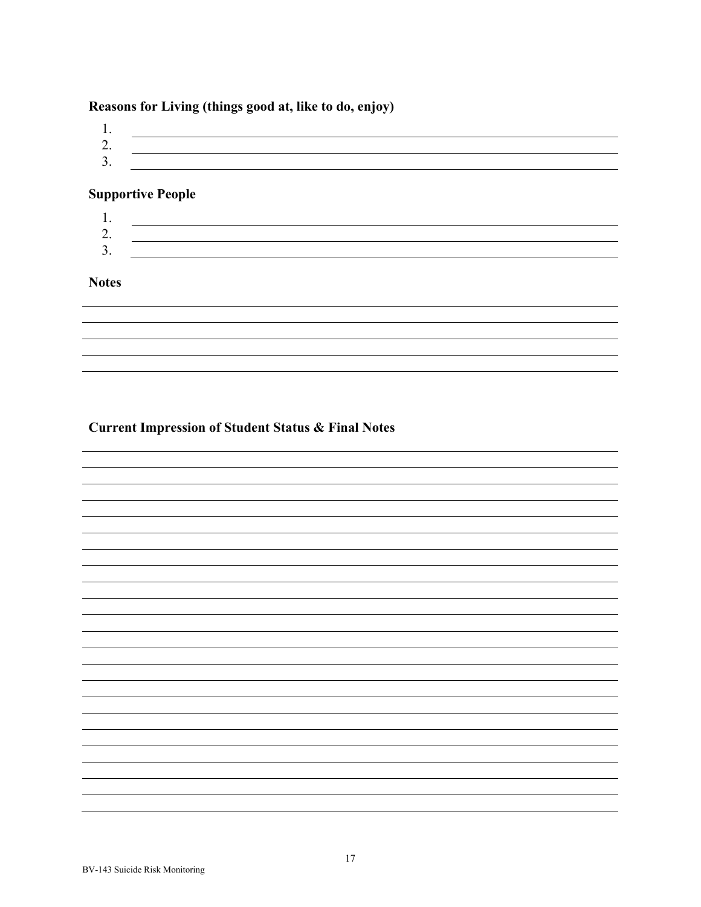**Reasons for Living (things good at, like to do, enjoy)**

1. ______________________________
2. ______________________________
3. ______________________________

**Supportive People**

1. ______________________________
2. ______________________________
3. ______________________________

**Notes**

______________________________
______________________________
______________________________
______________________________
______________________________

**Current Impression of Student Status & Final Notes**

______________________________
______________________________
______________________________
______________________________
______________________________
______________________________
______________________________
______________________________
______________________________
______________________________
______________________________
______________________________
______________________________
______________________________
______________________________
______________________________
______________________________
______________________________
______________________________
______________________________
______________________________
______________________________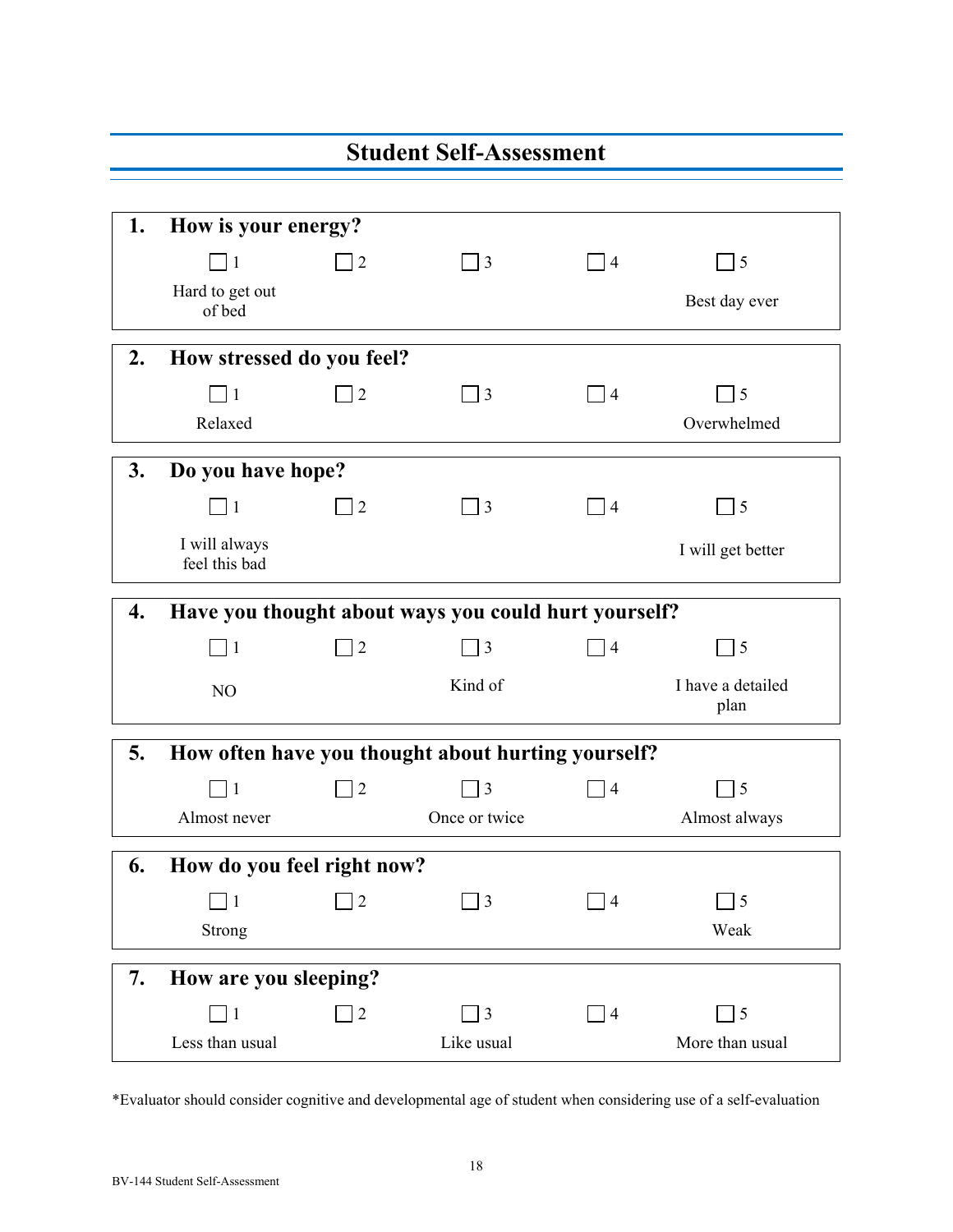# Student Self-Assessment

**1. How is your energy?**

| ☐ 1 | ☐ 2 | ☐ 3 | ☐ 4 | ☐ 5 |
|---|---|---|---|---|
| Hard to get out of bed | | | | Best day ever |

**2. How stressed do you feel?**

| ☐ 1 | ☐ 2 | ☐ 3 | ☐ 4 | ☐ 5 |
|---|---|---|---|---|
| Relaxed | | | | Overwhelmed |

**3. Do you have hope?**

| ☐ 1 | ☐ 2 | ☐ 3 | ☐ 4 | ☐ 5 |
|---|---|---|---|---|
| I will always feel this bad | | | | I will get better |

**4. Have you thought about ways you could hurt yourself?**

| ☐ 1 | ☐ 2 | ☐ 3 | ☐ 4 | ☐ 5 |
|---|---|---|---|---|
| NO | | Kind of | | I have a detailed plan |

**5. How often have you thought about hurting yourself?**

| ☐ 1 | ☐ 2 | ☐ 3 | ☐ 4 | ☐ 5 |
|---|---|---|---|---|
| Almost never | | Once or twice | | Almost always |

**6. How do you feel right now?**

| ☐ 1 | ☐ 2 | ☐ 3 | ☐ 4 | ☐ 5 |
|---|---|---|---|---|
| Strong | | | | Weak |

**7. How are you sleeping?**

| ☐ 1 | ☐ 2 | ☐ 3 | ☐ 4 | ☐ 5 |
|---|---|---|---|---|
| Less than usual | | Like usual | | More than usual |

*Evaluator should consider cognitive and developmental age of student when considering use of a self-evaluation

BV-144 Student Self-Assessment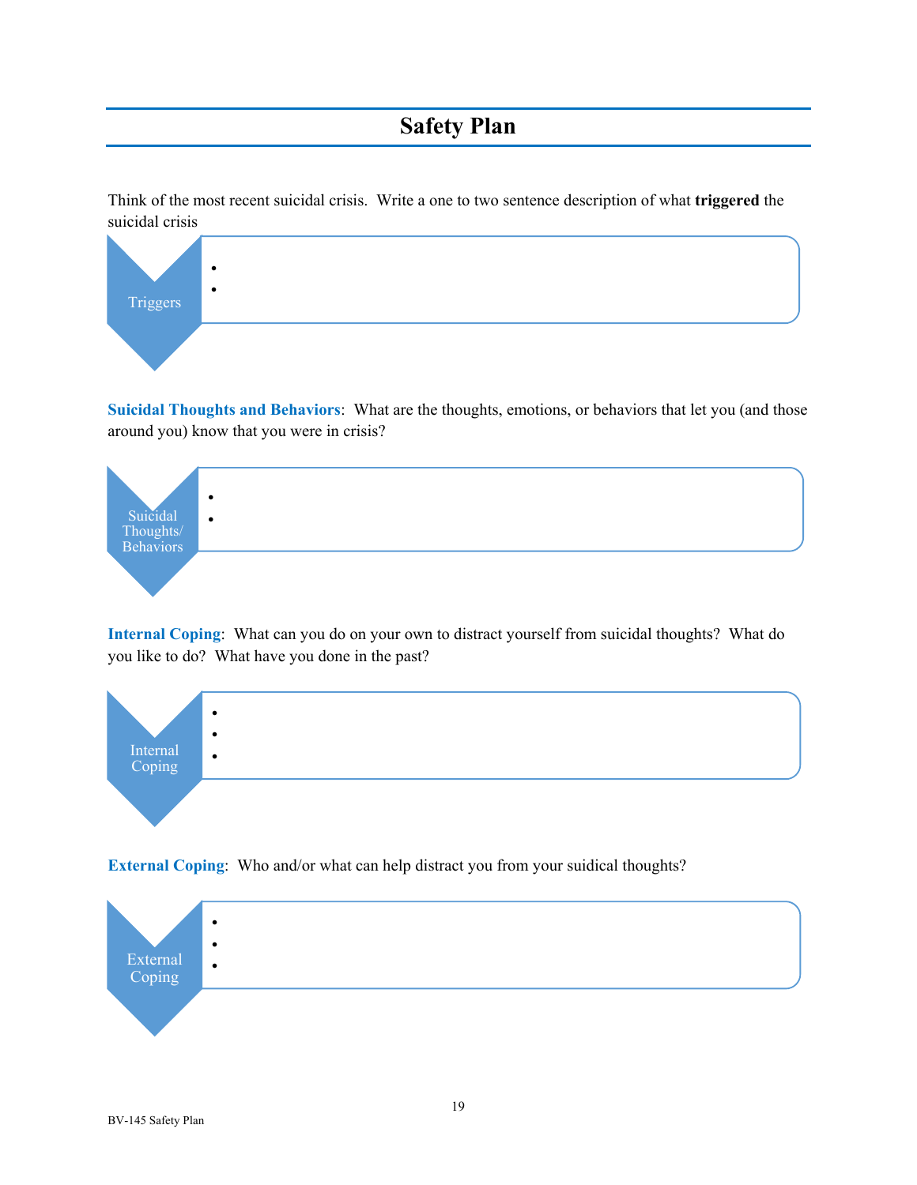# Safety Plan

Think of the most recent suicidal crisis. Write a one to two sentence description of what **triggered** the suicidal crisis

**Triggers**

- 
- 

**Suicidal Thoughts and Behaviors**: What are the thoughts, emotions, or behaviors that let you (and those around you) know that you were in crisis?

**Suicidal Thoughts/ Behaviors**

- 
- 

**Internal Coping**: What can you do on your own to distract yourself from suicidal thoughts? What do you like to do? What have you done in the past?

**Internal Coping**

- 
- 
- 

**External Coping**: Who and/or what can help distract you from your suidical thoughts?

**External Coping**

- 
- 
- 

BV-145 Safety Plan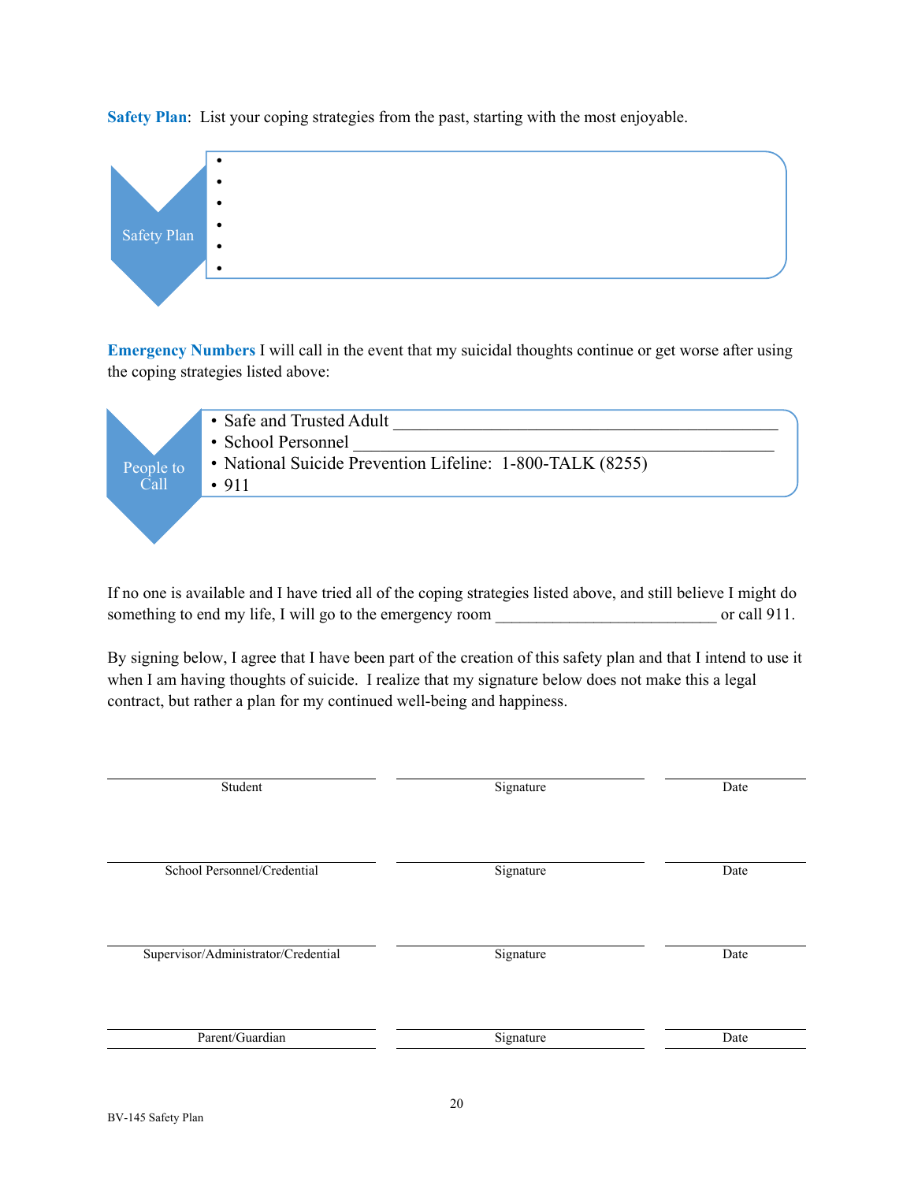**Safety Plan**: List your coping strategies from the past, starting with the most enjoyable.

**Safety Plan**

- 
- 
- 
- 
- 
- 

**Emergency Numbers** I will call in the event that my suicidal thoughts continue or get worse after using the coping strategies listed above:

**People to Call**

- Safe and Trusted Adult ________________________________________________
- School Personnel _____________________________________________________
- National Suicide Prevention Lifeline: 1-800-TALK (8255)
- 911

If no one is available and I have tried all of the coping strategies listed above, and still believe I might do something to end my life, I will go to the emergency room ___________________________ or call 911.

By signing below, I agree that I have been part of the creation of this safety plan and that I intend to use it when I am having thoughts of suicide. I realize that my signature below does not make this a legal contract, but rather a plan for my continued well-being and happiness.

| | | |
|---|---|---|
| Student | Signature | Date |
| School Personnel/Credential | Signature | Date |
| Supervisor/Administrator/Credential | Signature | Date |
| Parent/Guardian | Signature | Date |

BV-145 Safety Plan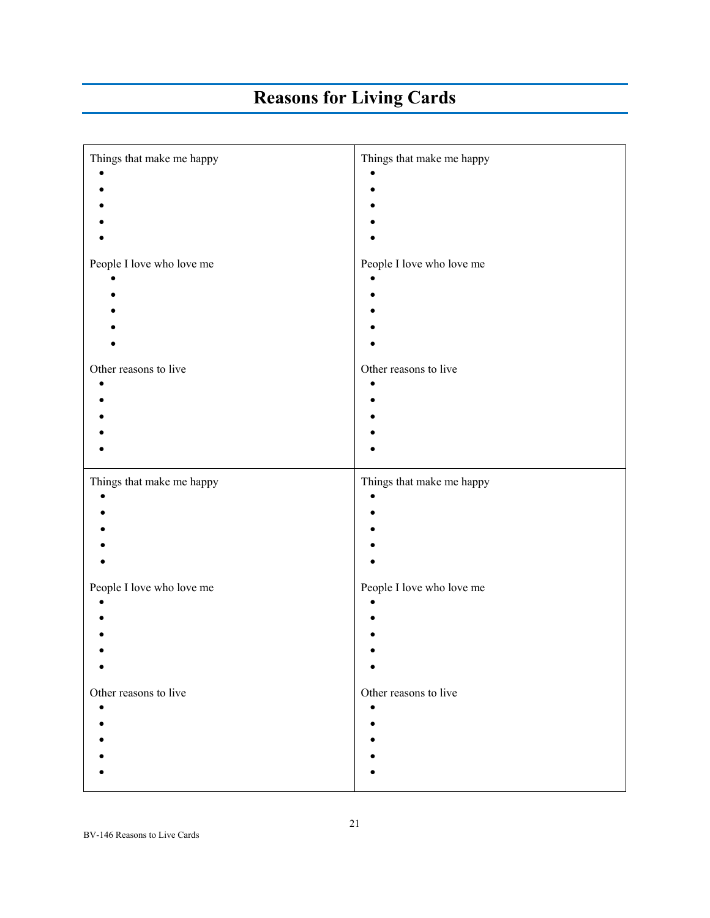# Reasons for Living Cards

| Card 1 | Card 2 |
| --- | --- |
| Things that make me happy<br>•<br>•<br>•<br>•<br>•<br><br>People I love who love me<br>•<br>•<br>•<br>•<br>•<br><br>Other reasons to live<br>•<br>•<br>•<br>•<br>• | Things that make me happy<br>•<br>•<br>•<br>•<br>•<br><br>People I love who love me<br>•<br>•<br>•<br>•<br>•<br><br>Other reasons to live<br>•<br>•<br>•<br>•<br>• |
| Things that make me happy<br>•<br>•<br>•<br>•<br>•<br><br>People I love who love me<br>•<br>•<br>•<br>•<br>•<br><br>Other reasons to live<br>•<br>•<br>•<br>•<br>• | Things that make me happy<br>•<br>•<br>•<br>•<br>•<br><br>People I love who love me<br>•<br>•<br>•<br>•<br>•<br><br>Other reasons to live<br>•<br>•<br>•<br>•<br>• |

BV-146 Reasons to Live Cards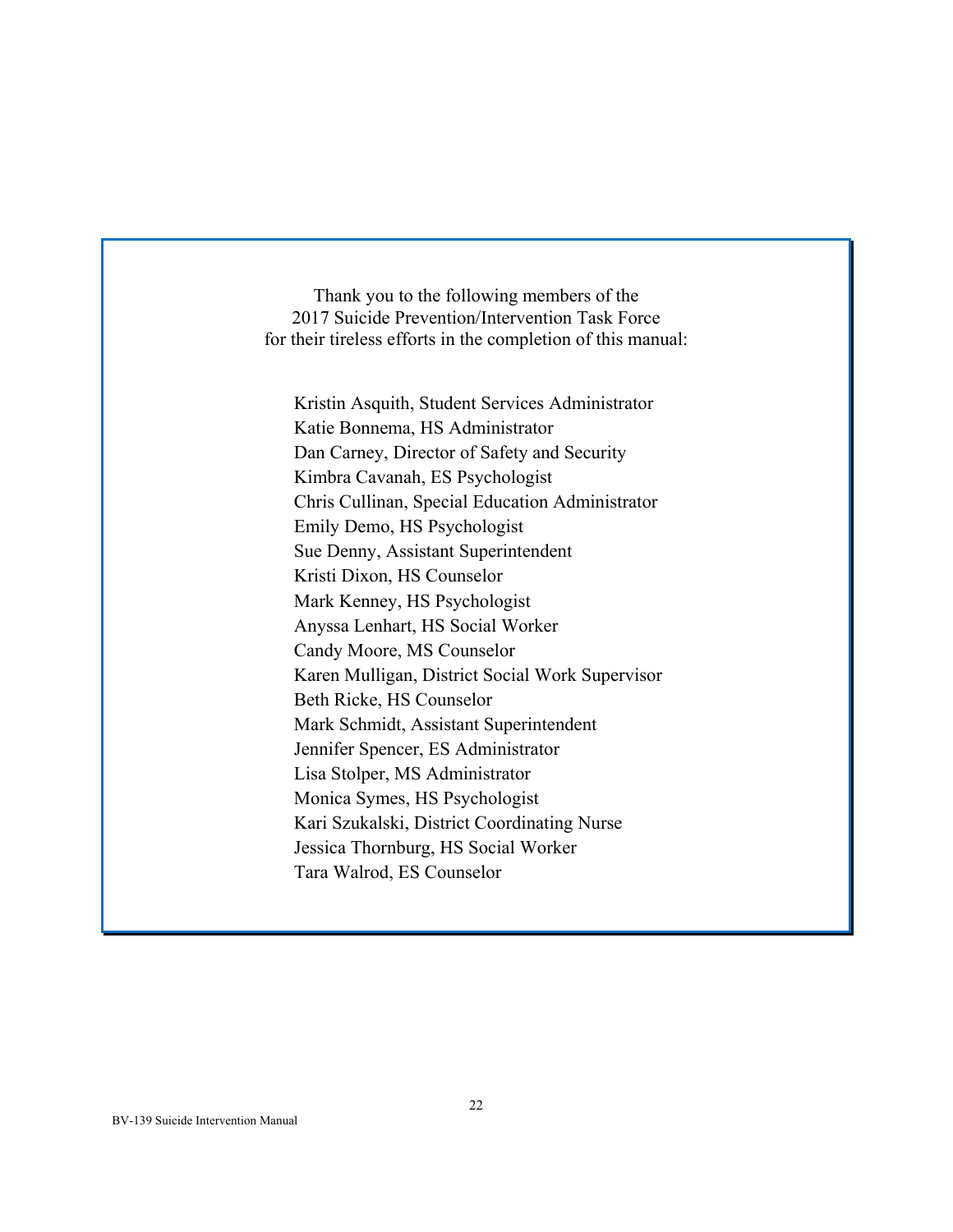Thank you to the following members of the
2017 Suicide Prevention/Intervention Task Force
for their tireless efforts in the completion of this manual:

Kristin Asquith, Student Services Administrator
Katie Bonnema, HS Administrator
Dan Carney, Director of Safety and Security
Kimbra Cavanah, ES Psychologist
Chris Cullinan, Special Education Administrator
Emily Demo, HS Psychologist
Sue Denny, Assistant Superintendent
Kristi Dixon, HS Counselor
Mark Kenney, HS Psychologist
Anyssa Lenhart, HS Social Worker
Candy Moore, MS Counselor
Karen Mulligan, District Social Work Supervisor
Beth Ricke, HS Counselor
Mark Schmidt, Assistant Superintendent
Jennifer Spencer, ES Administrator
Lisa Stolper, MS Administrator
Monica Symes, HS Psychologist
Kari Szukalski, District Coordinating Nurse
Jessica Thornburg, HS Social Worker
Tara Walrod, ES Counselor